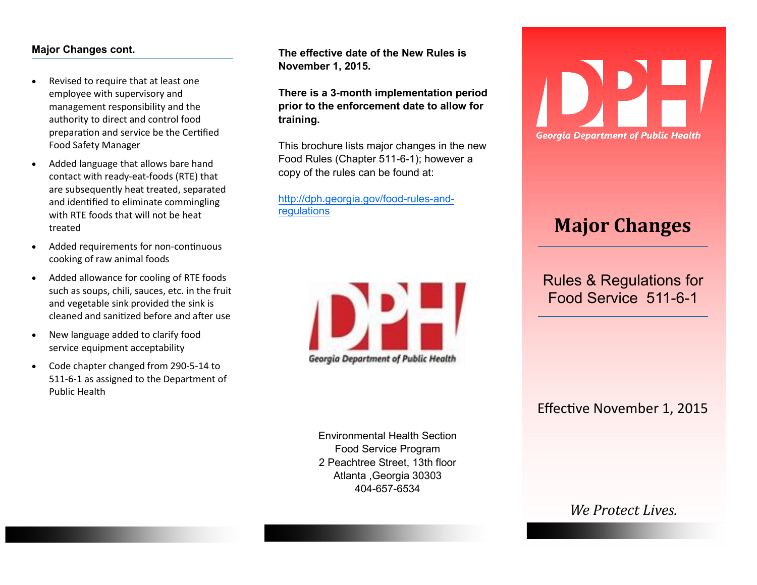## Major Changes cont.

- Revised to require that at least one employee with supervisory and management responsibility and the authority to direct and control food preparation and service be the Certified Food Safety Manager
- Added language that allows bare hand contact with ready-eat-foods (RTE) that are subsequently heat treated, separated and identified to eliminate commingling with RTE foods that will not be heat treated
- Added requirements for non-continuous cooking of raw animal foods
- Added allowance for cooling of RTE foods such as soups, chili, sauces, etc. in the fruit and vegetable sink provided the sink is cleaned and sanitized before and after use
- New language added to clarify food service equipment acceptability
- Code chapter changed from 290-5-14 to 511-6-1 as assigned to the Department of Public Health

**The effective date of the New Rules is November 1, 2015.**

**There is a 3-month implementation period prior to the enforcement date to allow for training.**

This brochure lists major changes in the new Food Rules (Chapter 511-6-1); however a copy of the rules can be found at:

http://dph.georgia.gov/food-rules-and-regulations

DPH Georgia Department of Public Health

Environmental Health Section
Food Service Program
2 Peachtree Street, 13th floor
Atlanta ,Georgia 30303
404-657-6534

DPH Georgia Department of Public Health

# Major Changes

## Rules & Regulations for Food Service 511-6-1

Effective November 1, 2015

*We Protect Lives.*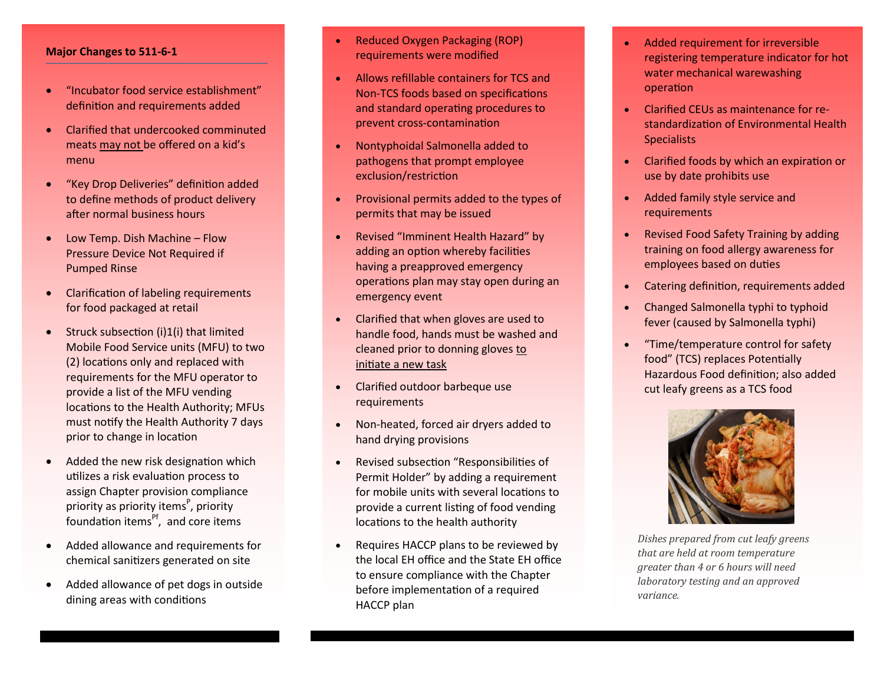**Major Changes to 511-6-1**

- "Incubator food service establishment" definition and requirements added
- Clarified that undercooked comminuted meats may not be offered on a kid's menu
- "Key Drop Deliveries" definition added to define methods of product delivery after normal business hours
- Low Temp. Dish Machine – Flow Pressure Device Not Required if Pumped Rinse
- Clarification of labeling requirements for food packaged at retail
- Struck subsection (i)1(i) that limited Mobile Food Service units (MFU) to two (2) locations only and replaced with requirements for the MFU operator to provide a list of the MFU vending locations to the Health Authority; MFUs must notify the Health Authority 7 days prior to change in location
- Added the new risk designation which utilizes a risk evaluation process to assign Chapter provision compliance priority as priority items[P], priority foundation items[Pf], and core items
- Added allowance and requirements for chemical sanitizers generated on site
- Added allowance of pet dogs in outside dining areas with conditions
- Reduced Oxygen Packaging (ROP) requirements were modified
- Allows refillable containers for TCS and Non-TCS foods based on specifications and standard operating procedures to prevent cross-contamination
- Nontyphoidal Salmonella added to pathogens that prompt employee exclusion/restriction
- Provisional permits added to the types of permits that may be issued
- Revised "Imminent Health Hazard" by adding an option whereby facilities having a preapproved emergency operations plan may stay open during an emergency event
- Clarified that when gloves are used to handle food, hands must be washed and cleaned prior to donning gloves to initiate a new task
- Clarified outdoor barbeque use requirements
- Non-heated, forced air dryers added to hand drying provisions
- Revised subsection "Responsibilities of Permit Holder" by adding a requirement for mobile units with several locations to provide a current listing of food vending locations to the health authority
- Requires HACCP plans to be reviewed by the local EH office and the State EH office to ensure compliance with the Chapter before implementation of a required HACCP plan
- Added requirement for irreversible registering temperature indicator for hot water mechanical warewashing operation
- Clarified CEUs as maintenance for re-standardization of Environmental Health Specialists
- Clarified foods by which an expiration or use by date prohibits use
- Added family style service and requirements
- Revised Food Safety Training by adding training on food allergy awareness for employees based on duties
- Catering definition, requirements added
- Changed Salmonella typhi to typhoid fever (caused by Salmonella typhi)
- "Time/temperature control for safety food" (TCS) replaces Potentially Hazardous Food definition; also added cut leafy greens as a TCS food

*Dishes prepared from cut leafy greens that are held at room temperature greater than 4 or 6 hours will need laboratory testing and an approved variance.*